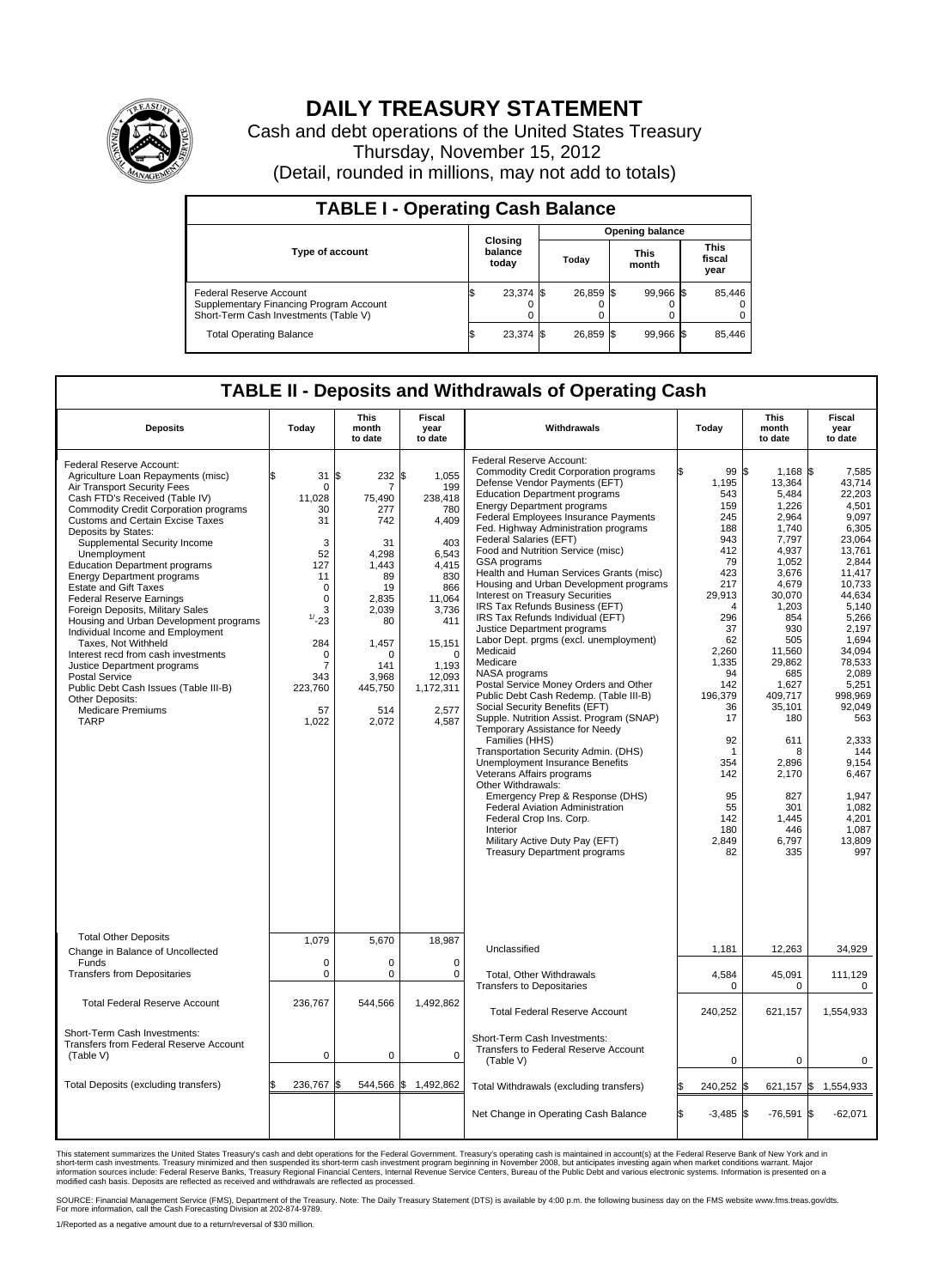# DAILY TREASURY STATEMENT

Cash and debt operations of the United States Treasury

Thursday, November 15, 2012

(Detail, rounded in millions, may not add to totals)

## TABLE I - Operating Cash Balance

| Type of account | Closing balance today | Opening balance Today | Opening balance This month | Opening balance This fiscal year |
|---|---|---|---|---|
| Federal Reserve Account | $ 23,374 | $ 26,859 | $ 99,966 | $ 85,446 |
| Supplementary Financing Program Account | 0 | 0 | 0 | 0 |
| Short-Term Cash Investments (Table V) | 0 | 0 | 0 | 0 |
| Total Operating Balance | $ 23,374 | $ 26,859 | $ 99,966 | $ 85,446 |

## TABLE II - Deposits and Withdrawals of Operating Cash

| Deposits | Today | This month to date | Fiscal year to date | Withdrawals | Today | This month to date | Fiscal year to date |
|---|---|---|---|---|---|---|---|
| Federal Reserve Account: | | | | Federal Reserve Account: | | | |
| Agriculture Loan Repayments (misc) | $ 31 | $ 232 | $ 1,055 | Commodity Credit Corporation programs | $ 99 | $ 1,168 | $ 7,585 |
| Air Transport Security Fees | 0 | 7 | 199 | Defense Vendor Payments (EFT) | 1,195 | 13,364 | 43,714 |
| Cash FTD's Received (Table IV) | 11,028 | 75,490 | 238,418 | Education Department programs | 543 | 5,484 | 22,203 |
| Commodity Credit Corporation programs | 30 | 277 | 780 | Energy Department programs | 159 | 1,226 | 4,501 |
| Customs and Certain Excise Taxes | 31 | 742 | 4,409 | Federal Employees Insurance Payments | 245 | 2,964 | 9,097 |
| Deposits by States: | | | | Fed. Highway Administration programs | 188 | 1,740 | 6,305 |
| Supplemental Security Income | 3 | 31 | 403 | Federal Salaries (EFT) | 943 | 7,797 | 23,064 |
| Unemployment | 52 | 4,298 | 6,543 | Food and Nutrition Service (misc) | 412 | 4,937 | 13,761 |
| Education Department programs | 127 | 1,443 | 4,415 | GSA programs | 79 | 1,052 | 2,844 |
| Energy Department programs | 11 | 89 | 830 | Health and Human Services Grants (misc) | 423 | 3,676 | 11,417 |
| Estate and Gift Taxes | 0 | 19 | 866 | Housing and Urban Development programs | 217 | 4,679 | 10,733 |
| Federal Reserve Earnings | 0 | 2,835 | 11,064 | Interest on Treasury Securities | 29,913 | 30,070 | 44,634 |
| Foreign Deposits, Military Sales | 3 | 2,039 | 3,736 | IRS Tax Refunds Business (EFT) | 4 | 1,203 | 5,140 |
| Housing and Urban Development programs | 1/-23 | 80 | 411 | IRS Tax Refunds Individual (EFT) | 296 | 854 | 5,266 |
| Individual Income and Employment | | | | Justice Department programs | 37 | 930 | 2,197 |
| Taxes, Not Withheld | 284 | 1,457 | 15,151 | Labor Dept. prgms (excl. unemployment) | 62 | 505 | 1,694 |
| Interest recd from cash investments | 0 | 0 | 0 | Medicaid | 2,260 | 11,560 | 34,094 |
| Justice Department programs | 7 | 141 | 1,193 | Medicare | 1,335 | 29,862 | 78,533 |
| Postal Service | 343 | 3,968 | 12,093 | NASA programs | 94 | 685 | 2,089 |
| Public Debt Cash Issues (Table III-B) | 223,760 | 445,750 | 1,172,311 | Postal Service Money Orders and Other | 142 | 1,627 | 5,251 |
| Other Deposits: | | | | Public Debt Cash Redemp. (Table III-B) | 196,379 | 409,717 | 998,969 |
| Medicare Premiums | 57 | 514 | 2,577 | Social Security Benefits (EFT) | 36 | 35,101 | 92,049 |
| TARP | 1,022 | 2,072 | 4,587 | Supple. Nutrition Assist. Program (SNAP) | 17 | 180 | 563 |
| | | | | Temporary Assistance for Needy Families (HHS) | 92 | 611 | 2,333 |
| | | | | Transportation Security Admin. (DHS) | 1 | 8 | 144 |
| | | | | Unemployment Insurance Benefits | 354 | 2,896 | 9,154 |
| | | | | Veterans Affairs programs | 142 | 2,170 | 6,467 |
| | | | | Other Withdrawals: | | | |
| | | | | Emergency Prep & Response (DHS) | 95 | 827 | 1,947 |
| | | | | Federal Aviation Administration | 55 | 301 | 1,082 |
| | | | | Federal Crop Ins. Corp. | 142 | 1,445 | 4,201 |
| | | | | Interior | 180 | 446 | 1,087 |
| | | | | Military Active Duty Pay (EFT) | 2,849 | 6,797 | 13,809 |
| | | | | Treasury Department programs | 82 | 335 | 997 |
| Total Other Deposits | 1,079 | 5,670 | 18,987 | Unclassified | 1,181 | 12,263 | 34,929 |
| Change in Balance of Uncollected Funds | 0 | 0 | 0 | | | | |
| Transfers from Depositaries | 0 | 0 | 0 | Total, Other Withdrawals | 4,584 | 45,091 | 111,129 |
| | | | | Transfers to Depositaries | 0 | 0 | 0 |
| Total Federal Reserve Account | 236,767 | 544,566 | 1,492,862 | Total Federal Reserve Account | 240,252 | 621,157 | 1,554,933 |
| Short-Term Cash Investments: Transfers from Federal Reserve Account (Table V) | 0 | 0 | 0 | Short-Term Cash Investments: Transfers to Federal Reserve Account (Table V) | 0 | 0 | 0 |
| Total Deposits (excluding transfers) | $ 236,767 | $ 544,566 | $ 1,492,862 | Total Withdrawals (excluding transfers) | $ 240,252 | $ 621,157 | $ 1,554,933 |
| | | | | Net Change in Operating Cash Balance | $ -3,485 | $ -76,591 | $ -62,071 |

This statement summarizes the United States Treasury's cash and debt operations for the Federal Government. Treasury's operating cash is maintained in account(s) at the Federal Reserve Bank of New York and in short-term cash investments. Treasury minimized and then suspended its short-term cash investment program beginning in November 2008, but anticipates investing again when market conditions warrant. Major information sources include: Federal Reserve Banks, Treasury Regional Financial Centers, Internal Revenue Service Centers, Bureau of the Public Debt and various electronic systems. Information is presented on a modified cash basis. Deposits are reflected as received and withdrawals are reflected as processed.

SOURCE: Financial Management Service (FMS), Department of the Treasury. Note: The Daily Treasury Statement (DTS) is available by 4:00 p.m. the following business day on the FMS website www.fms.treas.gov/dts. For more information, call the Cash Forecasting Division at 202-874-9789.

1/Reported as a negative amount due to a return/reversal of $30 million.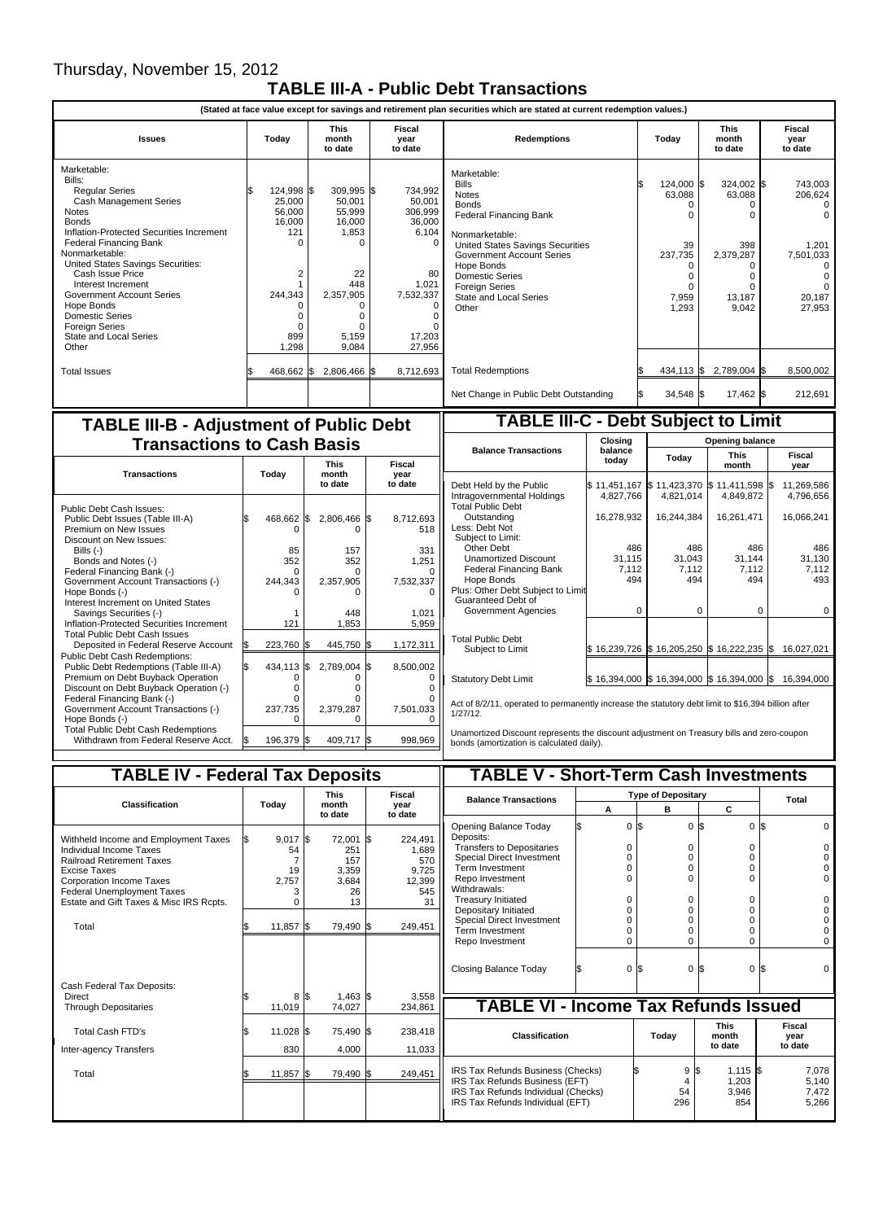Thursday, November 15, 2012

# TABLE III-A - Public Debt Transactions

(Stated at face value except for savings and retirement plan securities which are stated at current redemption values.)

| Issues | Today | This month to date | Fiscal year to date |
|---|---|---|---|
| Marketable: | | | |
| Bills: | | | |
| Regular Series | $ 124,998 | $ 309,995 | $ 734,992 |
| Cash Management Series | 25,000 | 50,001 | 50,001 |
| Notes | 56,000 | 55,999 | 306,999 |
| Bonds | 16,000 | 16,000 | 36,000 |
| Inflation-Protected Securities Increment | 121 | 1,853 | 6,104 |
| Federal Financing Bank | 0 | 0 | 0 |
| Nonmarketable: | | | |
| United States Savings Securities: | | | |
| Cash Issue Price | 2 | 22 | 80 |
| Interest Increment | 1 | 448 | 1,021 |
| Government Account Series | 244,343 | 2,357,905 | 7,532,337 |
| Hope Bonds | 0 | 0 | 0 |
| Domestic Series | 0 | 0 | 0 |
| Foreign Series | 0 | 0 | 0 |
| State and Local Series | 899 | 5,159 | 17,203 |
| Other | 1,298 | 9,084 | 27,956 |
| Total Issues | $ 468,662 | $ 2,806,466 | $ 8,712,693 |

| Redemptions | Today | This month to date | Fiscal year to date |
|---|---|---|---|
| Marketable: | | | |
| Bills | $ 124,000 | $ 324,002 | $ 743,003 |
| Notes | 63,088 | 63,088 | 206,624 |
| Bonds | 0 | 0 | 0 |
| Federal Financing Bank | 0 | 0 | 0 |
| Nonmarketable: | | | |
| United States Savings Securities | 39 | 398 | 1,201 |
| Government Account Series | 237,735 | 2,379,287 | 7,501,033 |
| Hope Bonds | 0 | 0 | 0 |
| Domestic Series | 0 | 0 | 0 |
| Foreign Series | 0 | 0 | 0 |
| State and Local Series | 7,959 | 13,187 | 20,187 |
| Other | 1,293 | 9,042 | 27,953 |
| Total Redemptions | $ 434,113 | $ 2,789,004 | $ 8,500,002 |
| Net Change in Public Debt Outstanding | $ 34,548 | $ 17,462 | $ 212,691 |

# TABLE III-B - Adjustment of Public Debt Transactions to Cash Basis

| Transactions | Today | This month to date | Fiscal year to date |
|---|---|---|---|
| Public Debt Cash Issues: | | | |
| Public Debt Issues (Table III-A) | $ 468,662 | $ 2,806,466 | $ 8,712,693 |
| Premium on New Issues | 0 | 0 | 518 |
| Discount on New Issues: | | | |
| Bills (-) | 85 | 157 | 331 |
| Bonds and Notes (-) | 352 | 352 | 1,251 |
| Federal Financing Bank (-) | 0 | 0 | 0 |
| Government Account Transactions (-) | 244,343 | 2,357,905 | 7,532,337 |
| Hope Bonds (-) | 0 | 0 | 0 |
| Interest Increment on United States Savings Securities (-) | 1 | 448 | 1,021 |
| Inflation-Protected Securities Increment | 121 | 1,853 | 5,959 |
| Total Public Debt Cash Issues Deposited in Federal Reserve Account | $ 223,760 | $ 445,750 | $ 1,172,311 |
| Public Debt Cash Redemptions: | | | |
| Public Debt Redemptions (Table III-A) | $ 434,113 | $ 2,789,004 | $ 8,500,002 |
| Premium on Debt Buyback Operation | 0 | 0 | 0 |
| Discount on Debt Buyback Operation (-) | 0 | 0 | 0 |
| Federal Financing Bank (-) | 0 | 0 | 0 |
| Government Account Transactions (-) | 237,735 | 2,379,287 | 7,501,033 |
| Hope Bonds (-) | 0 | 0 | 0 |
| Total Public Debt Cash Redemptions Withdrawn from Federal Reserve Acct. | $ 196,379 | $ 409,717 | $ 998,969 |

# TABLE III-C - Debt Subject to Limit

| Balance Transactions | Closing balance today | Opening balance Today | Opening balance This month | Opening balance Fiscal year |
|---|---|---|---|---|
| Debt Held by the Public | $ 11,451,167 | $ 11,423,370 | $ 11,411,598 | $ 11,269,586 |
| Intragovernmental Holdings | 4,827,766 | 4,821,014 | 4,849,872 | 4,796,656 |
| Total Public Debt Outstanding | 16,278,932 | 16,244,384 | 16,261,471 | 16,066,241 |
| Less: Debt Not Subject to Limit: | | | | |
| Other Debt | 486 | 486 | 486 | 486 |
| Unamortized Discount | 31,115 | 31,043 | 31,144 | 31,130 |
| Federal Financing Bank | 7,112 | 7,112 | 7,112 | 7,112 |
| Hope Bonds | 494 | 494 | 494 | 493 |
| Plus: Other Debt Subject to Limit | | | | |
| Guaranteed Debt of Government Agencies | 0 | 0 | 0 | 0 |
| Total Public Debt Subject to Limit | $ 16,239,726 | $ 16,205,250 | $ 16,222,235 | $ 16,027,021 |
| Statutory Debt Limit | $ 16,394,000 | $ 16,394,000 | $ 16,394,000 | $ 16,394,000 |

Act of 8/2/11, operated to permanently increase the statutory debt limit to $16,394 billion after 1/27/12.

Unamortized Discount represents the discount adjustment on Treasury bills and zero-coupon bonds (amortization is calculated daily).

# TABLE IV - Federal Tax Deposits

| Classification | Today | This month to date | Fiscal year to date |
|---|---|---|---|
| Withheld Income and Employment Taxes | $ 9,017 | $ 72,001 | $ 224,491 |
| Individual Income Taxes | 54 | 251 | 1,689 |
| Railroad Retirement Taxes | 7 | 157 | 570 |
| Excise Taxes | 19 | 3,359 | 9,725 |
| Corporation Income Taxes | 2,757 | 3,684 | 12,399 |
| Federal Unemployment Taxes | 3 | 26 | 545 |
| Estate and Gift Taxes & Misc IRS Rcpts. | 0 | 13 | 31 |
| Total | $ 11,857 | $ 79,490 | $ 249,451 |
| Cash Federal Tax Deposits: | | | |
| Direct | $ 8 | $ 1,463 | $ 3,558 |
| Through Depositaries | 11,019 | 74,027 | 234,861 |
| Total Cash FTD's | $ 11,028 | $ 75,490 | $ 238,418 |
| Inter-agency Transfers | 830 | 4,000 | 11,033 |
| Total | $ 11,857 | $ 79,490 | $ 249,451 |

# TABLE V - Short-Term Cash Investments

| Balance Transactions | Type of Depositary A | B | C | Total |
|---|---|---|---|---|
| Opening Balance Today | $ 0 | $ 0 | $ 0 | $ 0 |
| Deposits: | | | | |
| Transfers to Depositaries | 0 | 0 | 0 | 0 |
| Special Direct Investment | 0 | 0 | 0 | 0 |
| Term Investment | 0 | 0 | 0 | 0 |
| Repo Investment | 0 | 0 | 0 | 0 |
| Withdrawals: | | | | |
| Treasury Initiated | 0 | 0 | 0 | 0 |
| Depositary Initiated | 0 | 0 | 0 | 0 |
| Special Direct Investment | 0 | 0 | 0 | 0 |
| Term Investment | 0 | 0 | 0 | 0 |
| Repo Investment | 0 | 0 | 0 | 0 |
| Closing Balance Today | $ 0 | $ 0 | $ 0 | $ 0 |

# TABLE VI - Income Tax Refunds Issued

| Classification | Today | This month to date | Fiscal year to date |
|---|---|---|---|
| IRS Tax Refunds Business (Checks) | $ 9 | $ 1,115 | $ 7,078 |
| IRS Tax Refunds Business (EFT) | 4 | 1,203 | 5,140 |
| IRS Tax Refunds Individual (Checks) | 54 | 3,946 | 7,472 |
| IRS Tax Refunds Individual (EFT) | 296 | 854 | 5,266 |